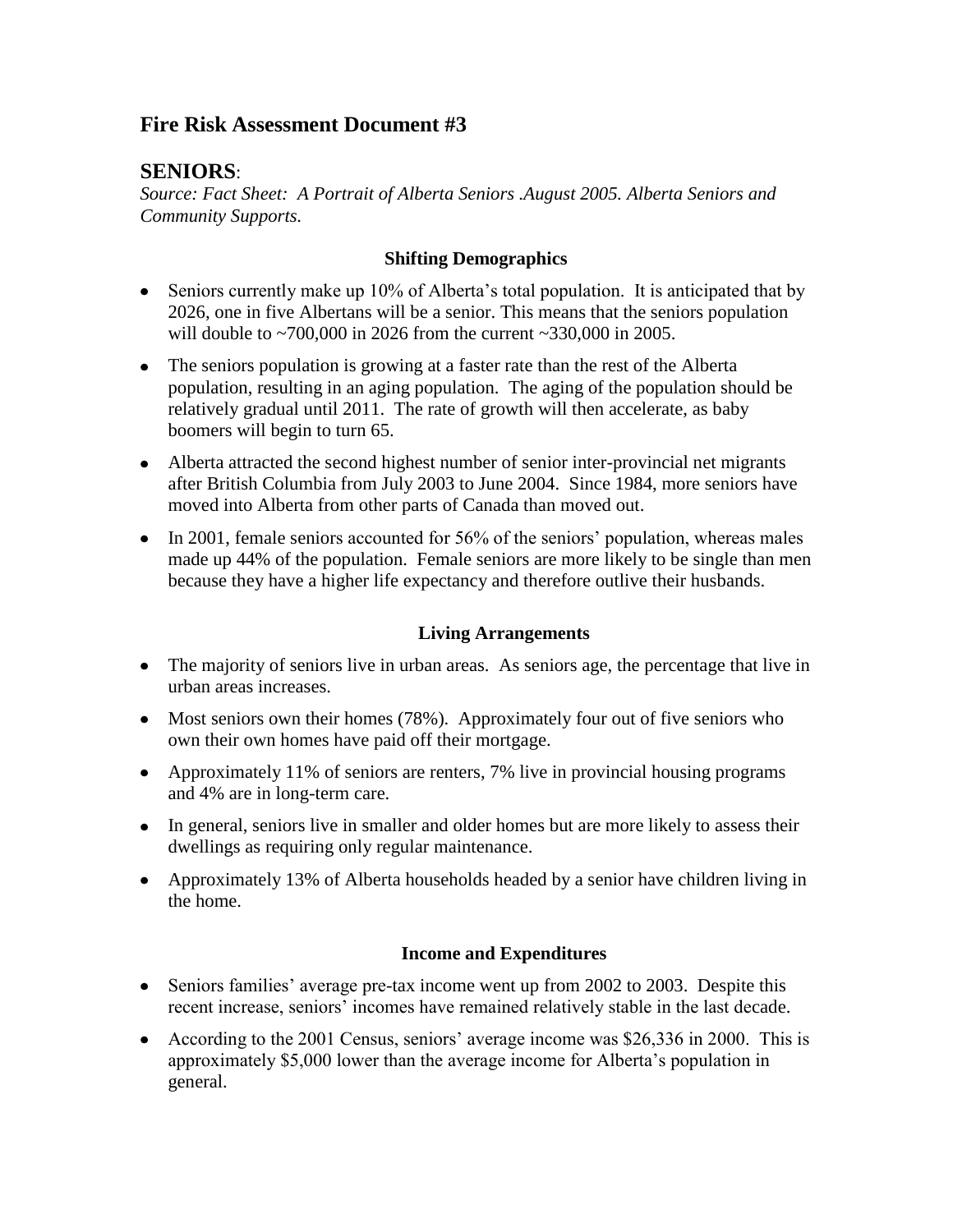## Fire Risk Assessment Document #3

## SENIORS:

*Source: Fact Sheet: A Portrait of Alberta Seniors .August 2005. Alberta Seniors and Community Supports.*

### Shifting Demographics

- Seniors currently make up 10% of Alberta's total population. It is anticipated that by 2026, one in five Albertans will be a senior. This means that the seniors population will double to ~700,000 in 2026 from the current ~330,000 in 2005.
- The seniors population is growing at a faster rate than the rest of the Alberta population, resulting in an aging population. The aging of the population should be relatively gradual until 2011. The rate of growth will then accelerate, as baby boomers will begin to turn 65.
- Alberta attracted the second highest number of senior inter-provincial net migrants after British Columbia from July 2003 to June 2004. Since 1984, more seniors have moved into Alberta from other parts of Canada than moved out.
- In 2001, female seniors accounted for 56% of the seniors' population, whereas males made up 44% of the population. Female seniors are more likely to be single than men because they have a higher life expectancy and therefore outlive their husbands.

### Living Arrangements

- The majority of seniors live in urban areas. As seniors age, the percentage that live in urban areas increases.
- Most seniors own their homes (78%). Approximately four out of five seniors who own their own homes have paid off their mortgage.
- Approximately 11% of seniors are renters, 7% live in provincial housing programs and 4% are in long-term care.
- In general, seniors live in smaller and older homes but are more likely to assess their dwellings as requiring only regular maintenance.
- Approximately 13% of Alberta households headed by a senior have children living in the home.

### Income and Expenditures

- Seniors families' average pre-tax income went up from 2002 to 2003. Despite this recent increase, seniors' incomes have remained relatively stable in the last decade.
- According to the 2001 Census, seniors' average income was $26,336 in 2000. This is approximately $5,000 lower than the average income for Alberta's population in general.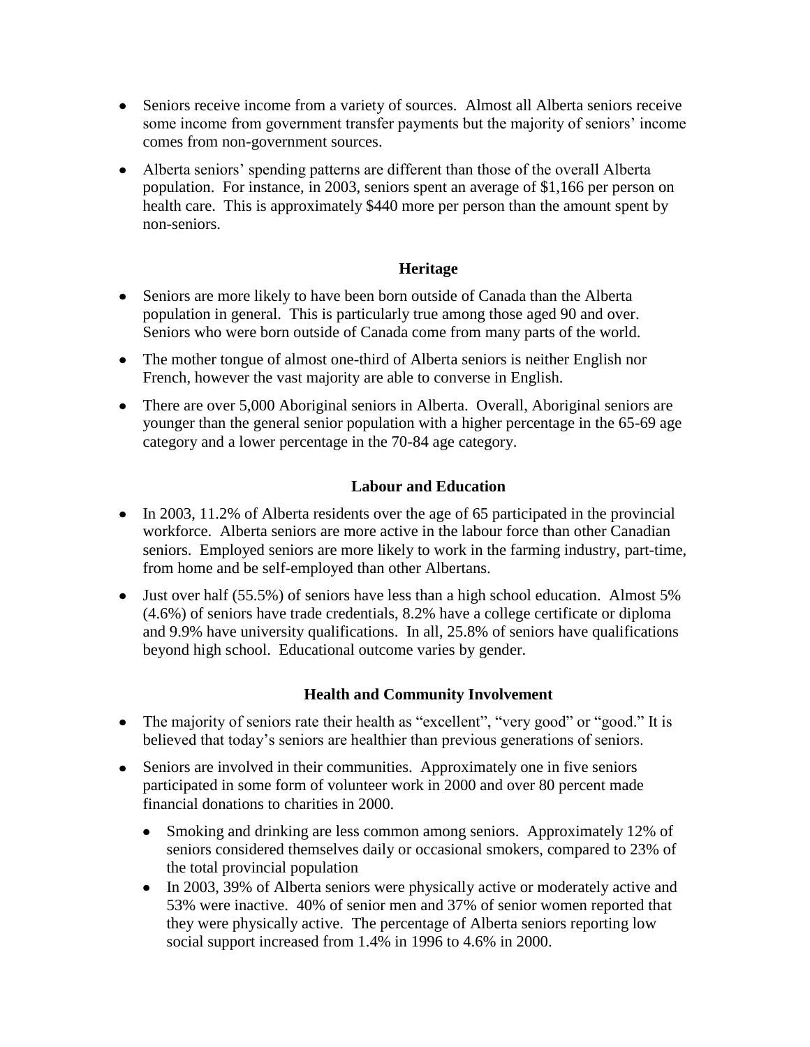- Seniors receive income from a variety of sources. Almost all Alberta seniors receive some income from government transfer payments but the majority of seniors' income comes from non-government sources.
- Alberta seniors' spending patterns are different than those of the overall Alberta population. For instance, in 2003, seniors spent an average of $1,166 per person on health care. This is approximately $440 more per person than the amount spent by non-seniors.

## Heritage

- Seniors are more likely to have been born outside of Canada than the Alberta population in general. This is particularly true among those aged 90 and over. Seniors who were born outside of Canada come from many parts of the world.
- The mother tongue of almost one-third of Alberta seniors is neither English nor French, however the vast majority are able to converse in English.
- There are over 5,000 Aboriginal seniors in Alberta. Overall, Aboriginal seniors are younger than the general senior population with a higher percentage in the 65-69 age category and a lower percentage in the 70-84 age category.

## Labour and Education

- In 2003, 11.2% of Alberta residents over the age of 65 participated in the provincial workforce. Alberta seniors are more active in the labour force than other Canadian seniors. Employed seniors are more likely to work in the farming industry, part-time, from home and be self-employed than other Albertans.
- Just over half (55.5%) of seniors have less than a high school education. Almost 5% (4.6%) of seniors have trade credentials, 8.2% have a college certificate or diploma and 9.9% have university qualifications. In all, 25.8% of seniors have qualifications beyond high school. Educational outcome varies by gender.

## Health and Community Involvement

- The majority of seniors rate their health as "excellent", "very good" or "good." It is believed that today's seniors are healthier than previous generations of seniors.
- Seniors are involved in their communities. Approximately one in five seniors participated in some form of volunteer work in 2000 and over 80 percent made financial donations to charities in 2000.
  - Smoking and drinking are less common among seniors. Approximately 12% of seniors considered themselves daily or occasional smokers, compared to 23% of the total provincial population
  - In 2003, 39% of Alberta seniors were physically active or moderately active and 53% were inactive. 40% of senior men and 37% of senior women reported that they were physically active. The percentage of Alberta seniors reporting low social support increased from 1.4% in 1996 to 4.6% in 2000.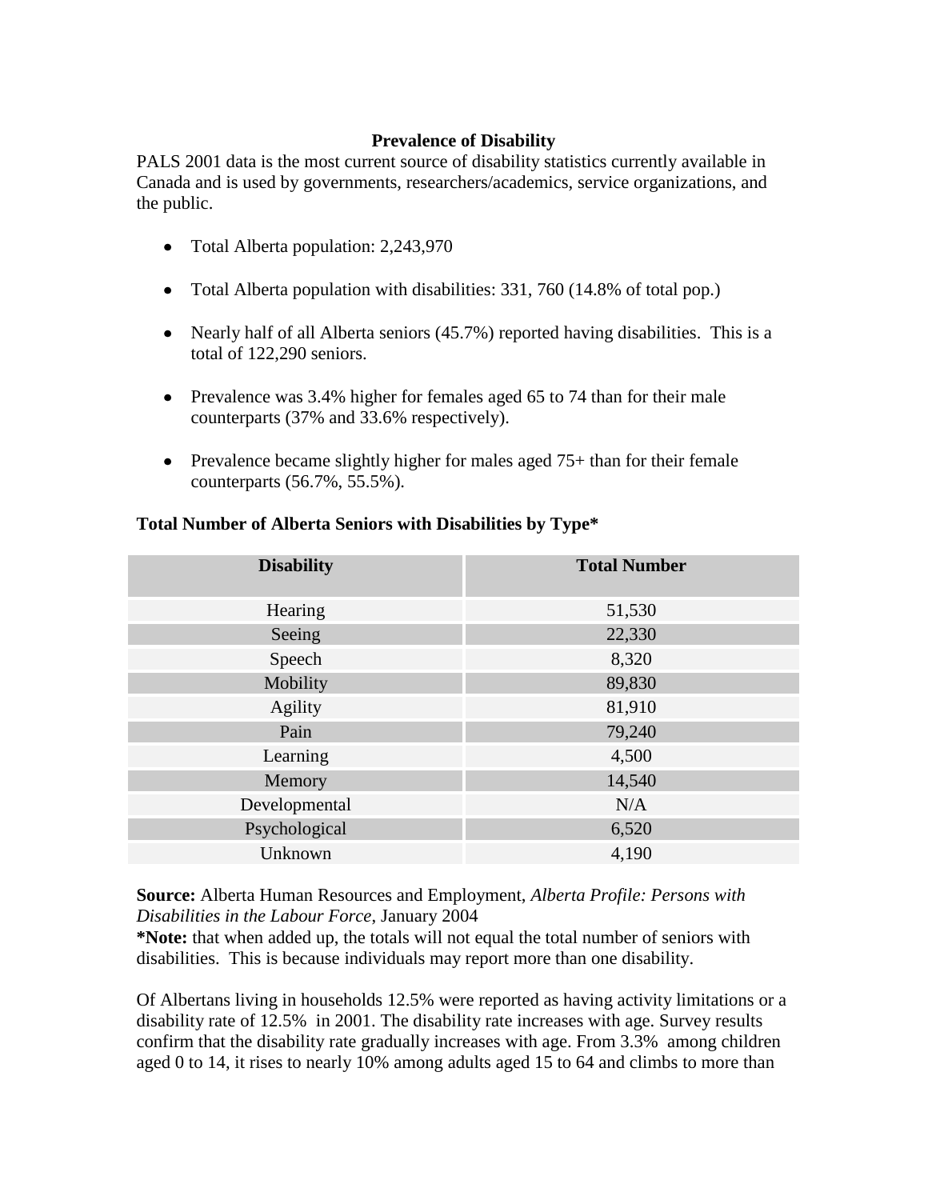## Prevalence of Disability

PALS 2001 data is the most current source of disability statistics currently available in Canada and is used by governments, researchers/academics, service organizations, and the public.

- Total Alberta population: 2,243,970
- Total Alberta population with disabilities: 331, 760 (14.8% of total pop.)
- Nearly half of all Alberta seniors (45.7%) reported having disabilities. This is a total of 122,290 seniors.
- Prevalence was 3.4% higher for females aged 65 to 74 than for their male counterparts (37% and 33.6% respectively).
- Prevalence became slightly higher for males aged 75+ than for their female counterparts (56.7%, 55.5%).

**Total Number of Alberta Seniors with Disabilities by Type***

| Disability | Total Number |
|---|---|
| Hearing | 51,530 |
| Seeing | 22,330 |
| Speech | 8,320 |
| Mobility | 89,830 |
| Agility | 81,910 |
| Pain | 79,240 |
| Learning | 4,500 |
| Memory | 14,540 |
| Developmental | N/A |
| Psychological | 6,520 |
| Unknown | 4,190 |

**Source:** Alberta Human Resources and Employment, *Alberta Profile: Persons with Disabilities in the Labour Force*, January 2004

***Note:** that when added up, the totals will not equal the total number of seniors with disabilities. This is because individuals may report more than one disability.

Of Albertans living in households 12.5% were reported as having activity limitations or a disability rate of 12.5% in 2001. The disability rate increases with age. Survey results confirm that the disability rate gradually increases with age. From 3.3% among children aged 0 to 14, it rises to nearly 10% among adults aged 15 to 64 and climbs to more than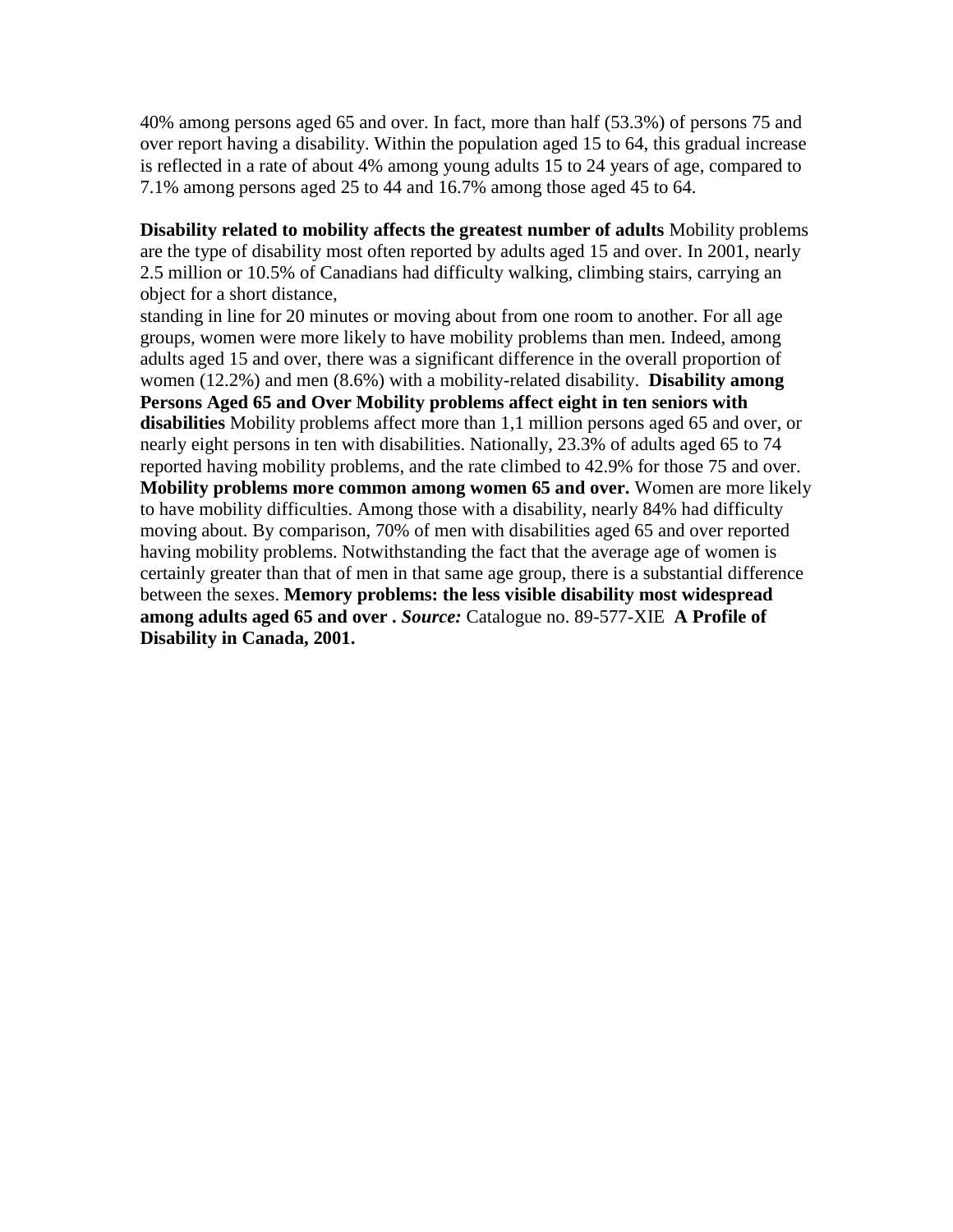40% among persons aged 65 and over. In fact, more than half (53.3%) of persons 75 and over report having a disability. Within the population aged 15 to 64, this gradual increase is reflected in a rate of about 4% among young adults 15 to 24 years of age, compared to 7.1% among persons aged 25 to 44 and 16.7% among those aged 45 to 64.

**Disability related to mobility affects the greatest number of adults** Mobility problems are the type of disability most often reported by adults aged 15 and over. In 2001, nearly 2.5 million or 10.5% of Canadians had difficulty walking, climbing stairs, carrying an object for a short distance,
standing in line for 20 minutes or moving about from one room to another. For all age groups, women were more likely to have mobility problems than men. Indeed, among adults aged 15 and over, there was a significant difference in the overall proportion of women (12.2%) and men (8.6%) with a mobility-related disability. **Disability among Persons Aged 65 and Over Mobility problems affect eight in ten seniors with disabilities** Mobility problems affect more than 1,1 million persons aged 65 and over, or nearly eight persons in ten with disabilities. Nationally, 23.3% of adults aged 65 to 74 reported having mobility problems, and the rate climbed to 42.9% for those 75 and over. **Mobility problems more common among women 65 and over.** Women are more likely to have mobility difficulties. Among those with a disability, nearly 84% had difficulty moving about. By comparison, 70% of men with disabilities aged 65 and over reported having mobility problems. Notwithstanding the fact that the average age of women is certainly greater than that of men in that same age group, there is a substantial difference between the sexes. **Memory problems: the less visible disability most widespread among adults aged 65 and over .** ***Source:*** Catalogue no. 89-577-XIE **A Profile of Disability in Canada, 2001.**